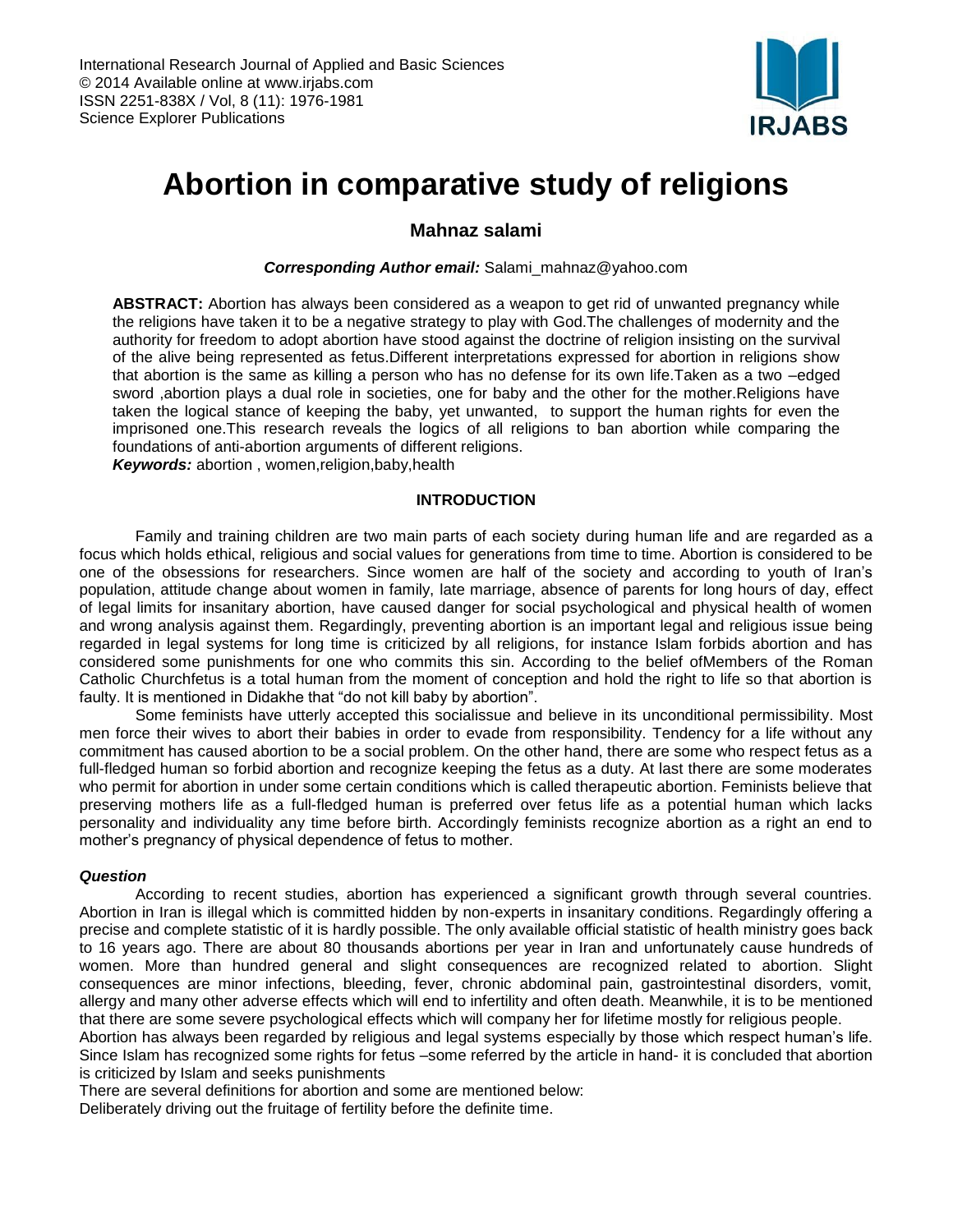# Abortion in comparative study of religions

**Mahnaz salami**

***Corresponding Author email:*** Salami_mahnaz@yahoo.com

**ABSTRACT:** Abortion has always been considered as a weapon to get rid of unwanted pregnancy while the religions have taken it to be a negative strategy to play with God.The challenges of modernity and the authority for freedom to adopt abortion have stood against the doctrine of religion insisting on the survival of the alive being represented as fetus.Different interpretations expressed for abortion in religions show that abortion is the same as killing a person who has no defense for its own life.Taken as a two –edged sword ,abortion plays a dual role in societies, one for baby and the other for the mother.Religions have taken the logical stance of keeping the baby, yet unwanted, to support the human rights for even the imprisoned one.This research reveals the logics of all religions to ban abortion while comparing the foundations of anti-abortion arguments of different religions.

***Keywords:*** abortion , women,religion,baby,health

## INTRODUCTION

Family and training children are two main parts of each society during human life and are regarded as a focus which holds ethical, religious and social values for generations from time to time. Abortion is considered to be one of the obsessions for researchers. Since women are half of the society and according to youth of Iran's population, attitude change about women in family, late marriage, absence of parents for long hours of day, effect of legal limits for insanitary abortion, have caused danger for social psychological and physical health of women and wrong analysis against them. Regardingly, preventing abortion is an important legal and religious issue being regarded in legal systems for long time is criticized by all religions, for instance Islam forbids abortion and has considered some punishments for one who commits this sin. According to the belief ofMembers of the Roman Catholic Churchfetus is a total human from the moment of conception and hold the right to life so that abortion is faulty. It is mentioned in Didakhe that "do not kill baby by abortion".

Some feminists have utterly accepted this socialissue and believe in its unconditional permissibility. Most men force their wives to abort their babies in order to evade from responsibility. Tendency for a life without any commitment has caused abortion to be a social problem. On the other hand, there are some who respect fetus as a full-fledged human so forbid abortion and recognize keeping the fetus as a duty. At last there are some moderates who permit for abortion in under some certain conditions which is called therapeutic abortion. Feminists believe that preserving mothers life as a full-fledged human is preferred over fetus life as a potential human which lacks personality and individuality any time before birth. Accordingly feminists recognize abortion as a right an end to mother's pregnancy of physical dependence of fetus to mother.

### *Question*

According to recent studies, abortion has experienced a significant growth through several countries. Abortion in Iran is illegal which is committed hidden by non-experts in insanitary conditions. Regardingly offering a precise and complete statistic of it is hardly possible. The only available official statistic of health ministry goes back to 16 years ago. There are about 80 thousands abortions per year in Iran and unfortunately cause hundreds of women. More than hundred general and slight consequences are recognized related to abortion. Slight consequences are minor infections, bleeding, fever, chronic abdominal pain, gastrointestinal disorders, vomit, allergy and many other adverse effects which will end to infertility and often death. Meanwhile, it is to be mentioned that there are some severe psychological effects which will company her for lifetime mostly for religious people.

Abortion has always been regarded by religious and legal systems especially by those which respect human's life. Since Islam has recognized some rights for fetus –some referred by the article in hand- it is concluded that abortion is criticized by Islam and seeks punishments

There are several definitions for abortion and some are mentioned below:

Deliberately driving out the fruitage of fertility before the definite time.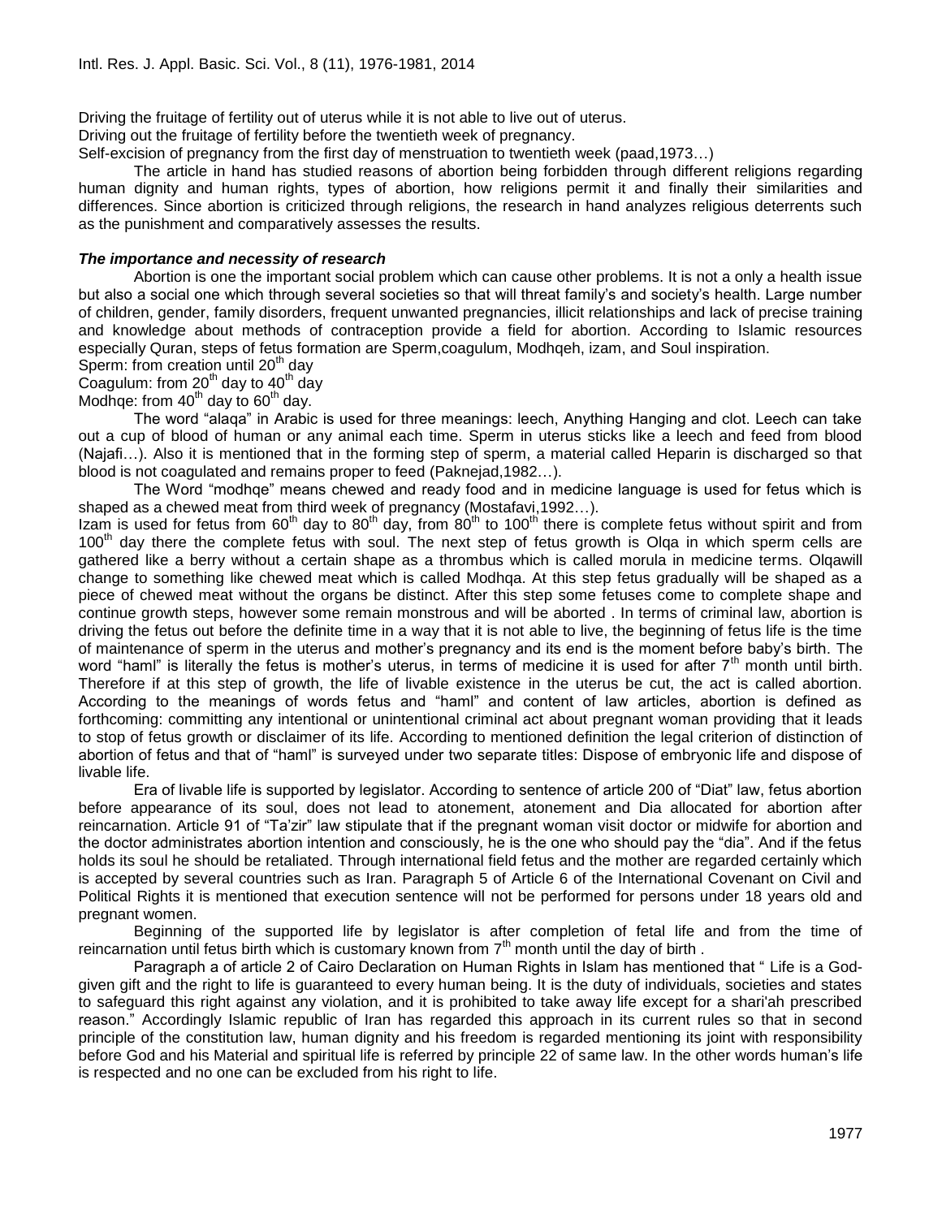Driving the fruitage of fertility out of uterus while it is not able to live out of uterus.

Driving out the fruitage of fertility before the twentieth week of pregnancy.

Self-excision of pregnancy from the first day of menstruation to twentieth week (paad,1973…)

The article in hand has studied reasons of abortion being forbidden through different religions regarding human dignity and human rights, types of abortion, how religions permit it and finally their similarities and differences. Since abortion is criticized through religions, the research in hand analyzes religious deterrents such as the punishment and comparatively assesses the results.

### *The importance and necessity of research*

Abortion is one the important social problem which can cause other problems. It is not a only a health issue but also a social one which through several societies so that will threat family's and society's health. Large number of children, gender, family disorders, frequent unwanted pregnancies, illicit relationships and lack of precise training and knowledge about methods of contraception provide a field for abortion. According to Islamic resources especially Quran, steps of fetus formation are Sperm,coagulum, Modhqeh, izam, and Soul inspiration.

Sperm: from creation until 20th day

Coagulum: from 20th day to 40th day

Modhqe: from 40th day to 60th day.

The word "alaqa" in Arabic is used for three meanings: leech, Anything Hanging and clot. Leech can take out a cup of blood of human or any animal each time. Sperm in uterus sticks like a leech and feed from blood (Najafi…). Also it is mentioned that in the forming step of sperm, a material called Heparin is discharged so that blood is not coagulated and remains proper to feed (Paknejad,1982…).

The Word "modhqe" means chewed and ready food and in medicine language is used for fetus which is shaped as a chewed meat from third week of pregnancy (Mostafavi,1992…).

Izam is used for fetus from 60th day to 80th day, from 80th to 100th there is complete fetus without spirit and from 100th day there the complete fetus with soul. The next step of fetus growth is Olqa in which sperm cells are gathered like a berry without a certain shape as a thrombus which is called morula in medicine terms. Olqawill change to something like chewed meat which is called Modhqa. At this step fetus gradually will be shaped as a piece of chewed meat without the organs be distinct. After this step some fetuses come to complete shape and continue growth steps, however some remain monstrous and will be aborted . In terms of criminal law, abortion is driving the fetus out before the definite time in a way that it is not able to live, the beginning of fetus life is the time of maintenance of sperm in the uterus and mother's pregnancy and its end is the moment before baby's birth. The word "haml" is literally the fetus is mother's uterus, in terms of medicine it is used for after 7th month until birth. Therefore if at this step of growth, the life of livable existence in the uterus be cut, the act is called abortion. According to the meanings of words fetus and "haml" and content of law articles, abortion is defined as forthcoming: committing any intentional or unintentional criminal act about pregnant woman providing that it leads to stop of fetus growth or disclaimer of its life. According to mentioned definition the legal criterion of distinction of abortion of fetus and that of "haml" is surveyed under two separate titles: Dispose of embryonic life and dispose of livable life.

Era of livable life is supported by legislator. According to sentence of article 200 of "Diat" law, fetus abortion before appearance of its soul, does not lead to atonement, atonement and Dia allocated for abortion after reincarnation. Article 91 of "Ta'zir" law stipulate that if the pregnant woman visit doctor or midwife for abortion and the doctor administrates abortion intention and consciously, he is the one who should pay the "dia". And if the fetus holds its soul he should be retaliated. Through international field fetus and the mother are regarded certainly which is accepted by several countries such as Iran. Paragraph 5 of Article 6 of the International Covenant on Civil and Political Rights it is mentioned that execution sentence will not be performed for persons under 18 years old and pregnant women.

Beginning of the supported life by legislator is after completion of fetal life and from the time of reincarnation until fetus birth which is customary known from 7th month until the day of birth .

Paragraph a of article 2 of Cairo Declaration on Human Rights in Islam has mentioned that " Life is a God-given gift and the right to life is guaranteed to every human being. It is the duty of individuals, societies and states to safeguard this right against any violation, and it is prohibited to take away life except for a shari'ah prescribed reason." Accordingly Islamic republic of Iran has regarded this approach in its current rules so that in second principle of the constitution law, human dignity and his freedom is regarded mentioning its joint with responsibility before God and his Material and spiritual life is referred by principle 22 of same law. In the other words human's life is respected and no one can be excluded from his right to life.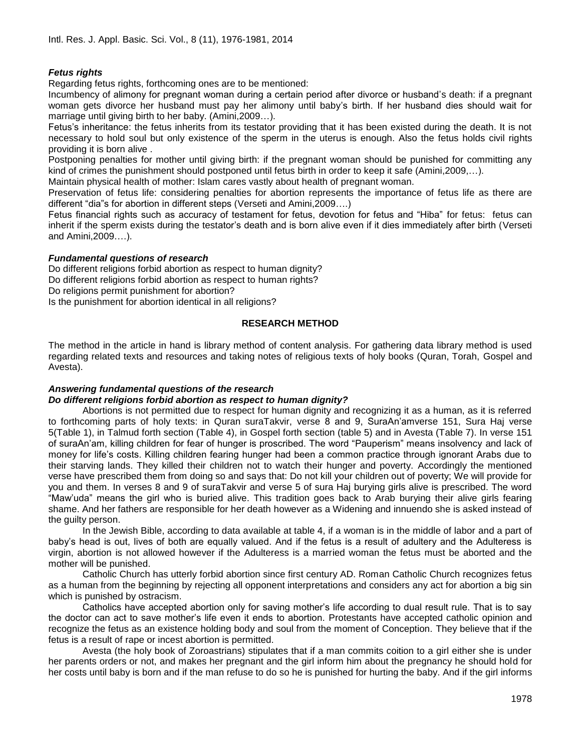### *Fetus rights*

Regarding fetus rights, forthcoming ones are to be mentioned:

Incumbency of alimony for pregnant woman during a certain period after divorce or husband's death: if a pregnant woman gets divorce her husband must pay her alimony until baby's birth. If her husband dies should wait for marriage until giving birth to her baby. (Amini,2009…).

Fetus's inheritance: the fetus inherits from its testator providing that it has been existed during the death. It is not necessary to hold soul but only existence of the sperm in the uterus is enough. Also the fetus holds civil rights providing it is born alive .

Postponing penalties for mother until giving birth: if the pregnant woman should be punished for committing any kind of crimes the punishment should postponed until fetus birth in order to keep it safe (Amini,2009,…).

Maintain physical health of mother: Islam cares vastly about health of pregnant woman.

Preservation of fetus life: considering penalties for abortion represents the importance of fetus life as there are different "dia"s for abortion in different steps (Verseti and Amini,2009….)

Fetus financial rights such as accuracy of testament for fetus, devotion for fetus and "Hiba" for fetus: fetus can inherit if the sperm exists during the testator's death and is born alive even if it dies immediately after birth (Verseti and Amini,2009….).

### *Fundamental questions of research*

Do different religions forbid abortion as respect to human dignity?
Do different religions forbid abortion as respect to human rights?
Do religions permit punishment for abortion?
Is the punishment for abortion identical in all religions?

## RESEARCH METHOD

The method in the article in hand is library method of content analysis. For gathering data library method is used regarding related texts and resources and taking notes of religious texts of holy books (Quran, Torah, Gospel and Avesta).

### *Answering fundamental questions of the research*

### *Do different religions forbid abortion as respect to human dignity?*

Abortions is not permitted due to respect for human dignity and recognizing it as a human, as it is referred to forthcoming parts of holy texts: in Quran suraTakvir, verse 8 and 9, SuraAn'amverse 151, Sura Haj verse 5(Table 1), in Talmud forth section (Table 4), in Gospel forth section (table 5) and in Avesta (Table 7). In verse 151 of suraAn'am, killing children for fear of hunger is proscribed. The word "Pauperism" means insolvency and lack of money for life's costs. Killing children fearing hunger had been a common practice through ignorant Arabs due to their starving lands. They killed their children not to watch their hunger and poverty. Accordingly the mentioned verse have prescribed them from doing so and says that: Do not kill your children out of poverty; We will provide for you and them. In verses 8 and 9 of suraTakvir and verse 5 of sura Haj burying girls alive is prescribed. The word "Maw'uda" means the girl who is buried alive. This tradition goes back to Arab burying their alive girls fearing shame. And her fathers are responsible for her death however as a Widening and innuendo she is asked instead of the guilty person.

In the Jewish Bible, according to data available at table 4, if a woman is in the middle of labor and a part of baby's head is out, lives of both are equally valued. And if the fetus is a result of adultery and the Adulteress is virgin, abortion is not allowed however if the Adulteress is a married woman the fetus must be aborted and the mother will be punished.

Catholic Church has utterly forbid abortion since first century AD. Roman Catholic Church recognizes fetus as a human from the beginning by rejecting all opponent interpretations and considers any act for abortion a big sin which is punished by ostracism.

Catholics have accepted abortion only for saving mother's life according to dual result rule. That is to say the doctor can act to save mother's life even it ends to abortion. Protestants have accepted catholic opinion and recognize the fetus as an existence holding body and soul from the moment of Conception. They believe that if the fetus is a result of rape or incest abortion is permitted.

Avesta (the holy book of Zoroastrians) stipulates that if a man commits coition to a girl either she is under her parents orders or not, and makes her pregnant and the girl inform him about the pregnancy he should hold for her costs until baby is born and if the man refuse to do so he is punished for hurting the baby. And if the girl informs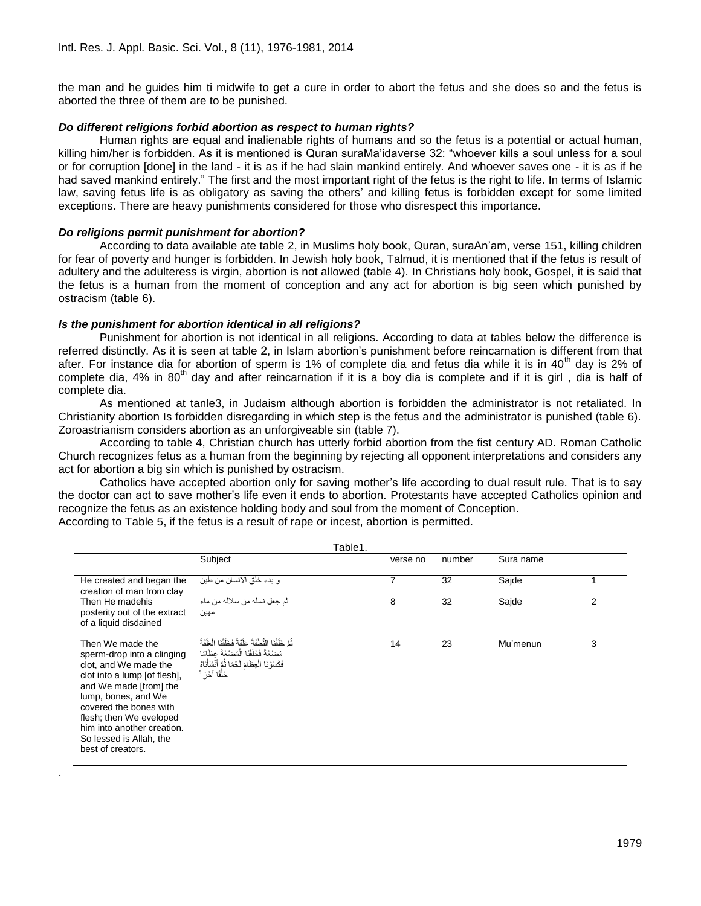the man and he guides him ti midwife to get a cure in order to abort the fetus and she does so and the fetus is aborted the three of them are to be punished.

### *Do different religions forbid abortion as respect to human rights?*

Human rights are equal and inalienable rights of humans and so the fetus is a potential or actual human, killing him/her is forbidden. As it is mentioned is Quran suraMa'idaverse 32: "whoever kills a soul unless for a soul or for corruption [done] in the land - it is as if he had slain mankind entirely. And whoever saves one - it is as if he had saved mankind entirely." The first and the most important right of the fetus is the right to life. In terms of Islamic law, saving fetus life is as obligatory as saving the others' and killing fetus is forbidden except for some limited exceptions. There are heavy punishments considered for those who disrespect this importance.

### *Do religions permit punishment for abortion?*

According to data available ate table 2, in Muslims holy book, Quran, suraAn'am, verse 151, killing children for fear of poverty and hunger is forbidden. In Jewish holy book, Talmud, it is mentioned that if the fetus is result of adultery and the adulteress is virgin, abortion is not allowed (table 4). In Christians holy book, Gospel, it is said that the fetus is a human from the moment of conception and any act for abortion is big seen which punished by ostracism (table 6).

### *Is the punishment for abortion identical in all religions?*

Punishment for abortion is not identical in all religions. According to data at tables below the difference is referred distinctly. As it is seen at table 2, in Islam abortion's punishment before reincarnation is different from that after. For instance dia for abortion of sperm is 1% of complete dia and fetus dia while it is in 40th day is 2% of complete dia, 4% in 80th day and after reincarnation if it is a boy dia is complete and if it is girl , dia is half of complete dia.

As mentioned at tanle3, in Judaism although abortion is forbidden the administrator is not retaliated. In Christianity abortion Is forbidden disregarding in which step is the fetus and the administrator is punished (table 6). Zoroastrianism considers abortion as an unforgiveable sin (table 7).

According to table 4, Christian church has utterly forbid abortion from the fist century AD. Roman Catholic Church recognizes fetus as a human from the beginning by rejecting all opponent interpretations and considers any act for abortion a big sin which is punished by ostracism.

Catholics have accepted abortion only for saving mother's life according to dual result rule. That is to say the doctor can act to save mother's life even it ends to abortion. Protestants have accepted Catholics opinion and recognize the fetus as an existence holding body and soul from the moment of Conception.
According to Table 5, if the fetus is a result of rape or incest, abortion is permitted.

Table1.

| | Subject | verse no | number | Sura name | |
|---|---|---|---|---|---|
| He created and began the creation of man from clay | و بدء خلق الانسان من طين | 7 | 32 | Sajde | 1 |
| Then He madehis posterity out of the extract of a liquid disdained | ثم جعل نسله من سلاله من ماء مهين | 8 | 32 | Sajde | 2 |
| Then We made the sperm-drop into a clinging clot, and We made the clot into a lump [of flesh], and We made [from] the lump, bones, and We covered the bones with flesh; then We eveloped him into another creation. So lessed is Allah, the best of creators. | ثُمَّ خَلَقْنَا النُّطْفَةَ عَلَقَةً فَخَلَقْنَا الْعَلَقَةَ مُضْغَةً فَخَلَقْنَا الْمُضْغَةَ عِظَامًا فَكَسَوْنَا الْعِظَامَ لَحْمًا ثُمَّ أَنْشَأْنَاهُ خَلْقًا آخَرَ | 14 | 23 | Mu'menun | 3 |

.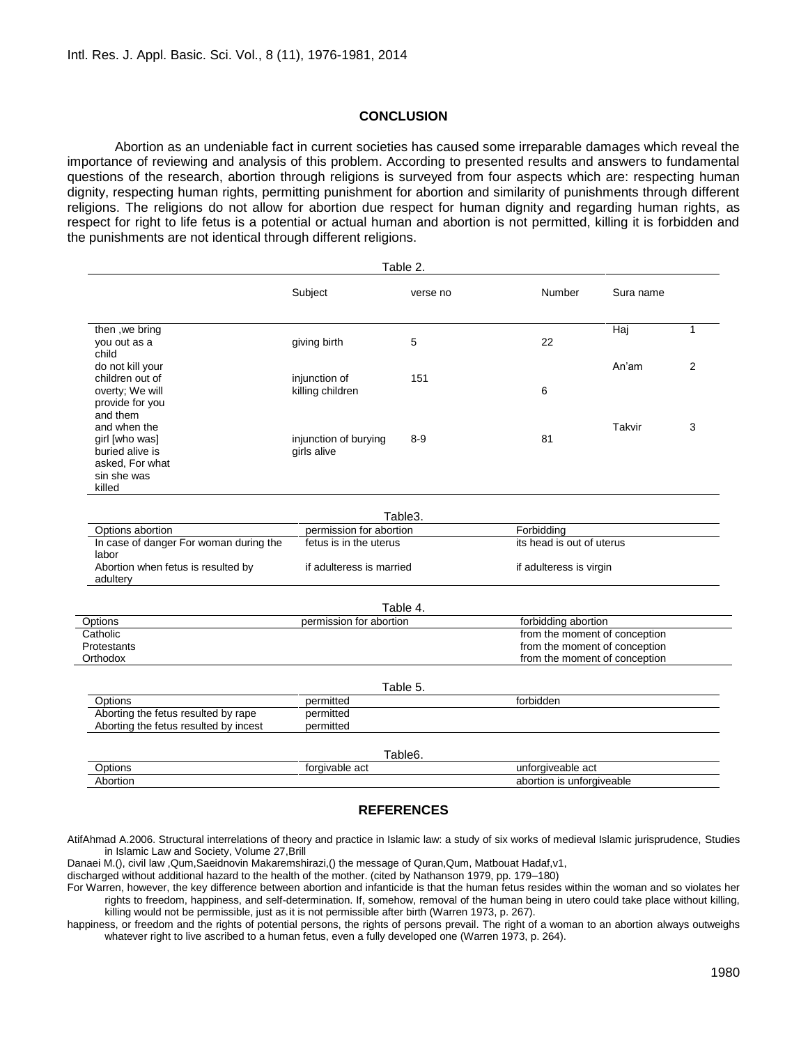## CONCLUSION

Abortion as an undeniable fact in current societies has caused some irreparable damages which reveal the importance of reviewing and analysis of this problem. According to presented results and answers to fundamental questions of the research, abortion through religions is surveyed from four aspects which are: respecting human dignity, respecting human rights, permitting punishment for abortion and similarity of punishments through different religions. The religions do not allow for abortion due respect for human dignity and regarding human rights, as respect for right to life fetus is a potential or actual human and abortion is not permitted, killing it is forbidden and the punishments are not identical through different religions.

Table 2.

| | Subject | verse no | Number | Sura name | |
|---|---|---|---|---|---|
| then ,we bring you out as a child | giving birth | 5 | 22 | Haj | 1 |
| do not kill your children out of overty; We will provide for you and them | injunction of killing children | 151 | 6 | An'am | 2 |
| and when the girl [who was] buried alive is asked, For what sin she was killed | injunction of burying girls alive | 8-9 | 81 | Takvir | 3 |

Table3.

| Options abortion | permission for abortion | Forbidding |
|---|---|---|
| In case of danger For woman during the labor | fetus is in the uterus | its head is out of uterus |
| Abortion when fetus is resulted by adultery | if adulteress is married | if adulteress is virgin |

Table 4.

| Options | permission for abortion | forbidding abortion |
|---|---|---|
| Catholic | | from the moment of conception |
| Protestants | | from the moment of conception |
| Orthodox | | from the moment of conception |

Table 5.

| Options | permitted | forbidden |
|---|---|---|
| Aborting the fetus resulted by rape | permitted | |
| Aborting the fetus resulted by incest | permitted | |

Table6.

| Options | forgivable act | unforgiveable act |
|---|---|---|
| Abortion | | abortion is unforgiveable |

## REFERENCES

AtifAhmad A.2006. Structural interrelations of theory and practice in Islamic law: a study of six works of medieval Islamic jurisprudence, Studies in Islamic Law and Society, Volume 27,Brill

Danaei M.(), civil law ,Qum,Saeidnovin Makaremshirazi,() the message of Quran,Qum, Matbouat Hadaf,v1,

discharged without additional hazard to the health of the mother. (cited by Nathanson 1979, pp. 179–180)

For Warren, however, the key difference between abortion and infanticide is that the human fetus resides within the woman and so violates her rights to freedom, happiness, and self-determination. If, somehow, removal of the human being in utero could take place without killing, killing would not be permissible, just as it is not permissible after birth (Warren 1973, p. 267).

happiness, or freedom and the rights of potential persons, the rights of persons prevail. The right of a woman to an abortion always outweighs whatever right to live ascribed to a human fetus, even a fully developed one (Warren 1973, p. 264).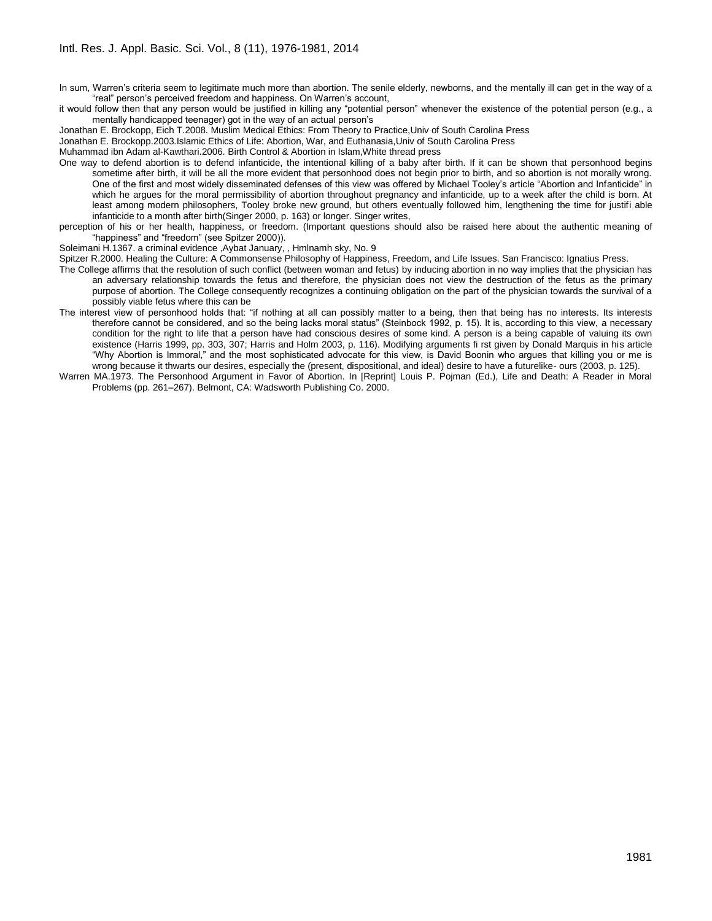In sum, Warren's criteria seem to legitimate much more than abortion. The senile elderly, newborns, and the mentally ill can get in the way of a "real" person's perceived freedom and happiness. On Warren's account,

it would follow then that any person would be justified in killing any "potential person" whenever the existence of the potential person (e.g., a mentally handicapped teenager) got in the way of an actual person's

Jonathan E. Brockopp, Eich T.2008. Muslim Medical Ethics: From Theory to Practice,Univ of South Carolina Press

Jonathan E. Brockopp.2003.Islamic Ethics of Life: Abortion, War, and Euthanasia,Univ of South Carolina Press

Muhammad ibn Adam al-Kawthari.2006. Birth Control & Abortion in Islam,White thread press

One way to defend abortion is to defend infanticide, the intentional killing of a baby after birth. If it can be shown that personhood begins sometime after birth, it will be all the more evident that personhood does not begin prior to birth, and so abortion is not morally wrong. One of the first and most widely disseminated defenses of this view was offered by Michael Tooley's article "Abortion and Infanticide" in which he argues for the moral permissibility of abortion throughout pregnancy and infanticide, up to a week after the child is born. At least among modern philosophers, Tooley broke new ground, but others eventually followed him, lengthening the time for justifi able infanticide to a month after birth(Singer 2000, p. 163) or longer. Singer writes,

perception of his or her health, happiness, or freedom. (Important questions should also be raised here about the authentic meaning of "happiness" and "freedom" (see Spitzer 2000)).

Soleimani H.1367. a criminal evidence ,Aybat January, , Hmlnamh sky, No. 9

Spitzer R.2000. Healing the Culture: A Commonsense Philosophy of Happiness, Freedom, and Life Issues. San Francisco: Ignatius Press.

The College affirms that the resolution of such conflict (between woman and fetus) by inducing abortion in no way implies that the physician has an adversary relationship towards the fetus and therefore, the physician does not view the destruction of the fetus as the primary purpose of abortion. The College consequently recognizes a continuing obligation on the part of the physician towards the survival of a possibly viable fetus where this can be

The interest view of personhood holds that: "if nothing at all can possibly matter to a being, then that being has no interests. Its interests therefore cannot be considered, and so the being lacks moral status" (Steinbock 1992, p. 15). It is, according to this view, a necessary condition for the right to life that a person have had conscious desires of some kind. A person is a being capable of valuing its own existence (Harris 1999, pp. 303, 307; Harris and Holm 2003, p. 116). Modifying arguments fi rst given by Donald Marquis in his article "Why Abortion is Immoral," and the most sophisticated advocate for this view, is David Boonin who argues that killing you or me is wrong because it thwarts our desires, especially the (present, dispositional, and ideal) desire to have a futurelike- ours (2003, p. 125).

Warren MA.1973. The Personhood Argument in Favor of Abortion. In [Reprint] Louis P. Pojman (Ed.), Life and Death: A Reader in Moral Problems (pp. 261–267). Belmont, CA: Wadsworth Publishing Co. 2000.